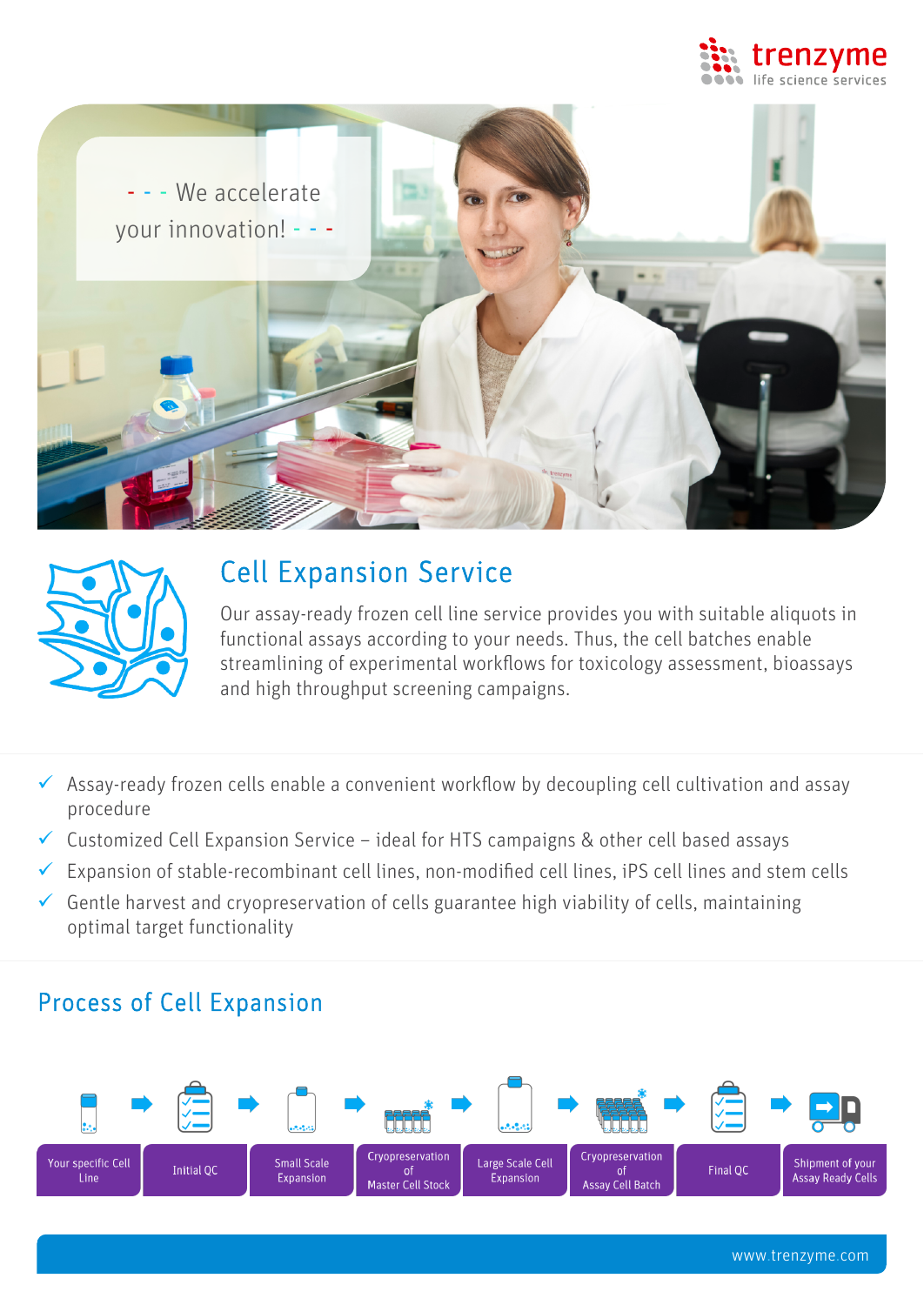trenzyme
life science services

- - - We accelerate your innovation! - - -

## Cell Expansion Service

Our assay-ready frozen cell line service provides you with suitable aliquots in functional assays according to your needs. Thus, the cell batches enable streamlining of experimental workflows for toxicology assessment, bioassays and high throughput screening campaigns.

- ✓ Assay-ready frozen cells enable a convenient workflow by decoupling cell cultivation and assay procedure
- ✓ Customized Cell Expansion Service – ideal for HTS campaigns & other cell based assays
- ✓ Expansion of stable-recombinant cell lines, non-modified cell lines, iPS cell lines and stem cells
- ✓ Gentle harvest and cryopreservation of cells guarantee high viability of cells, maintaining optimal target functionality

## Process of Cell Expansion

Your specific Cell Line → Initial QC → Small Scale Expansion → Cryopreservation of Master Cell Stock → Large Scale Cell Expansion → Cryopreservation of Assay Cell Batch → Final QC → Shipment of your Assay Ready Cells

www.trenzyme.com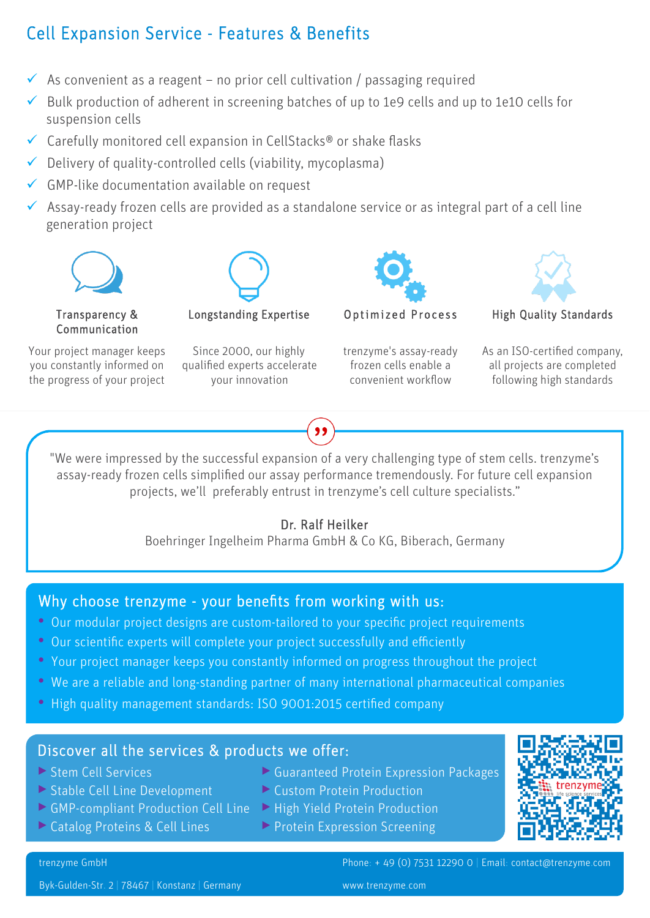## Cell Expansion Service - Features & Benefits

- ✓ As convenient as a reagent – no prior cell cultivation / passaging required
- ✓ Bulk production of adherent in screening batches of up to 1e9 cells and up to 1e10 cells for suspension cells
- ✓ Carefully monitored cell expansion in CellStacks® or shake flasks
- ✓ Delivery of quality-controlled cells (viability, mycoplasma)
- ✓ GMP-like documentation available on request
- ✓ Assay-ready frozen cells are provided as a standalone service or as integral part of a cell line generation project

**Transparency & Communication**

Your project manager keeps you constantly informed on the progress of your project

**Longstanding Expertise**

Since 2000, our highly qualified experts accelerate your innovation

**Optimized Process**

trenzyme's assay-ready frozen cells enable a convenient workflow

**High Quality Standards**

As an ISO-certified company, all projects are completed following high standards

> "We were impressed by the successful expansion of a very challenging type of stem cells. trenzyme's assay-ready frozen cells simplified our assay performance tremendously. For future cell expansion projects, we'll preferably entrust in trenzyme's cell culture specialists."
>
> Dr. Ralf Heilker
> Boehringer Ingelheim Pharma GmbH & Co KG, Biberach, Germany

### Why choose trenzyme - your benefits from working with us:

- Our modular project designs are custom-tailored to your specific project requirements
- Our scientific experts will complete your project successfully and efficiently
- Your project manager keeps you constantly informed on progress throughout the project
- We are a reliable and long-standing partner of many international pharmaceutical companies
- High quality management standards: ISO 9001:2015 certified company

### Discover all the services & products we offer:

- Stem Cell Services
- Stable Cell Line Development
- GMP-compliant Production Cell Line
- Catalog Proteins & Cell Lines
- Guaranteed Protein Expression Packages
- Custom Protein Production
- High Yield Protein Production
- Protein Expression Screening

trenzyme GmbH
Byk-Gulden-Str. 2 | 78467 | Konstanz | Germany

Phone: + 49 (0) 7531 12290 0 | Email: contact@trenzyme.com
www.trenzyme.com